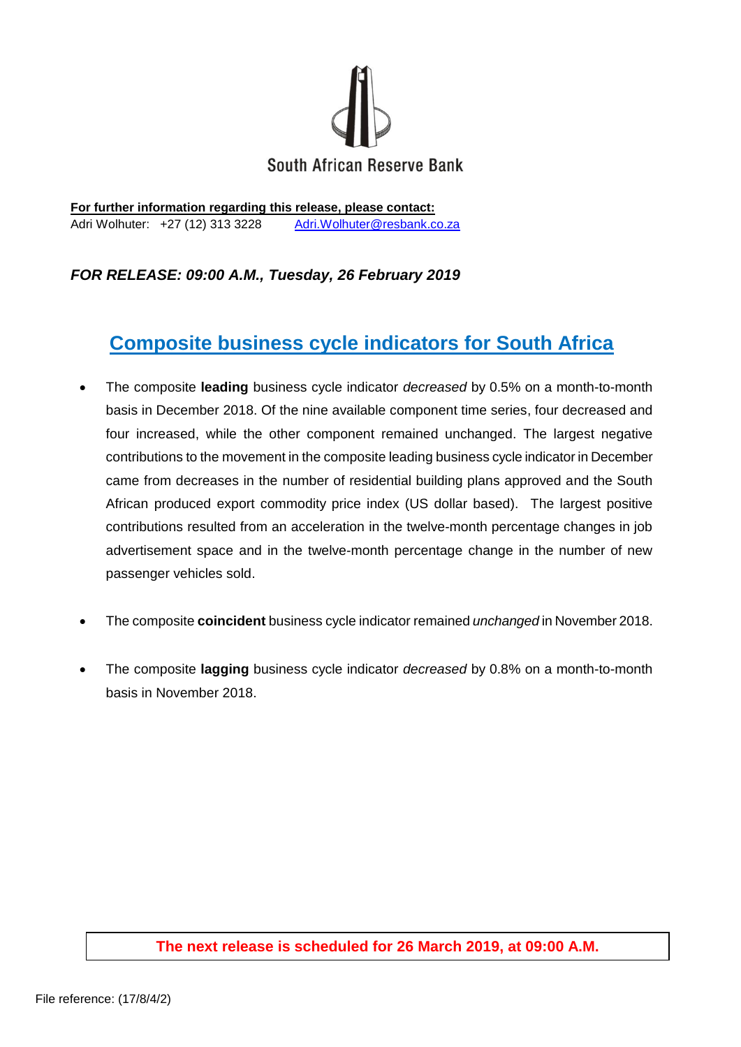South African Reserve Bank

**For further information regarding this release, please contact:**
Adri Wolhuter: +27 (12) 313 3228 Adri.Wolhuter@resbank.co.za

***FOR RELEASE: 09:00 A.M., Tuesday, 26 February 2019***

# Composite business cycle indicators for South Africa

- The composite **leading** business cycle indicator *decreased* by 0.5% on a month-to-month basis in December 2018. Of the nine available component time series, four decreased and four increased, while the other component remained unchanged. The largest negative contributions to the movement in the composite leading business cycle indicator in December came from decreases in the number of residential building plans approved and the South African produced export commodity price index (US dollar based). The largest positive contributions resulted from an acceleration in the twelve-month percentage changes in job advertisement space and in the twelve-month percentage change in the number of new passenger vehicles sold.

- The composite **coincident** business cycle indicator remained *unchanged* in November 2018.

- The composite **lagging** business cycle indicator *decreased* by 0.8% on a month-to-month basis in November 2018.

**The next release is scheduled for 26 March 2019, at 09:00 A.M.**

File reference: (17/8/4/2)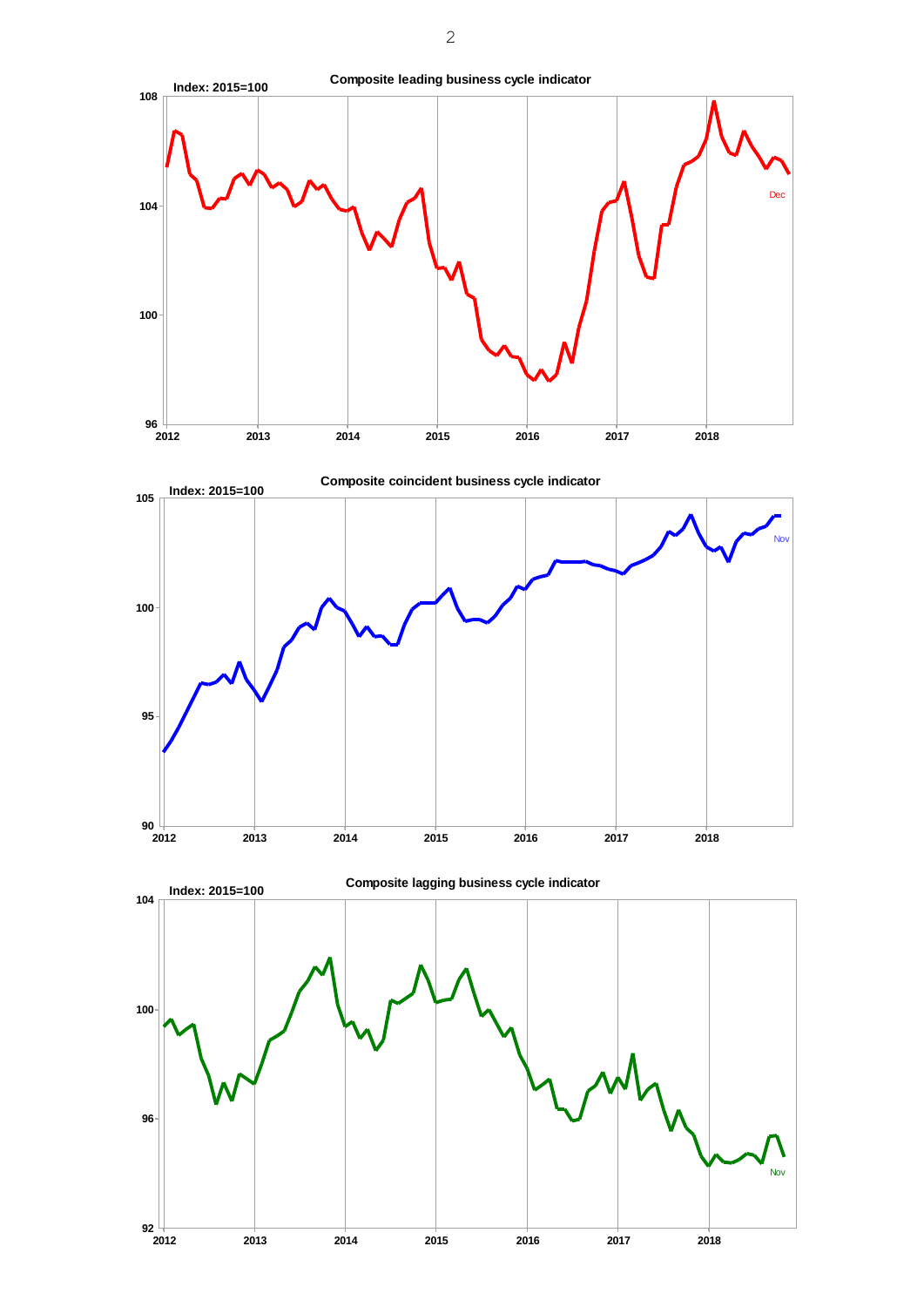**Composite leading business cycle indicator**

Index: 2015=100

**Composite coincident business cycle indicator**

Index: 2015=100

**Composite lagging business cycle indicator**

Index: 2015=100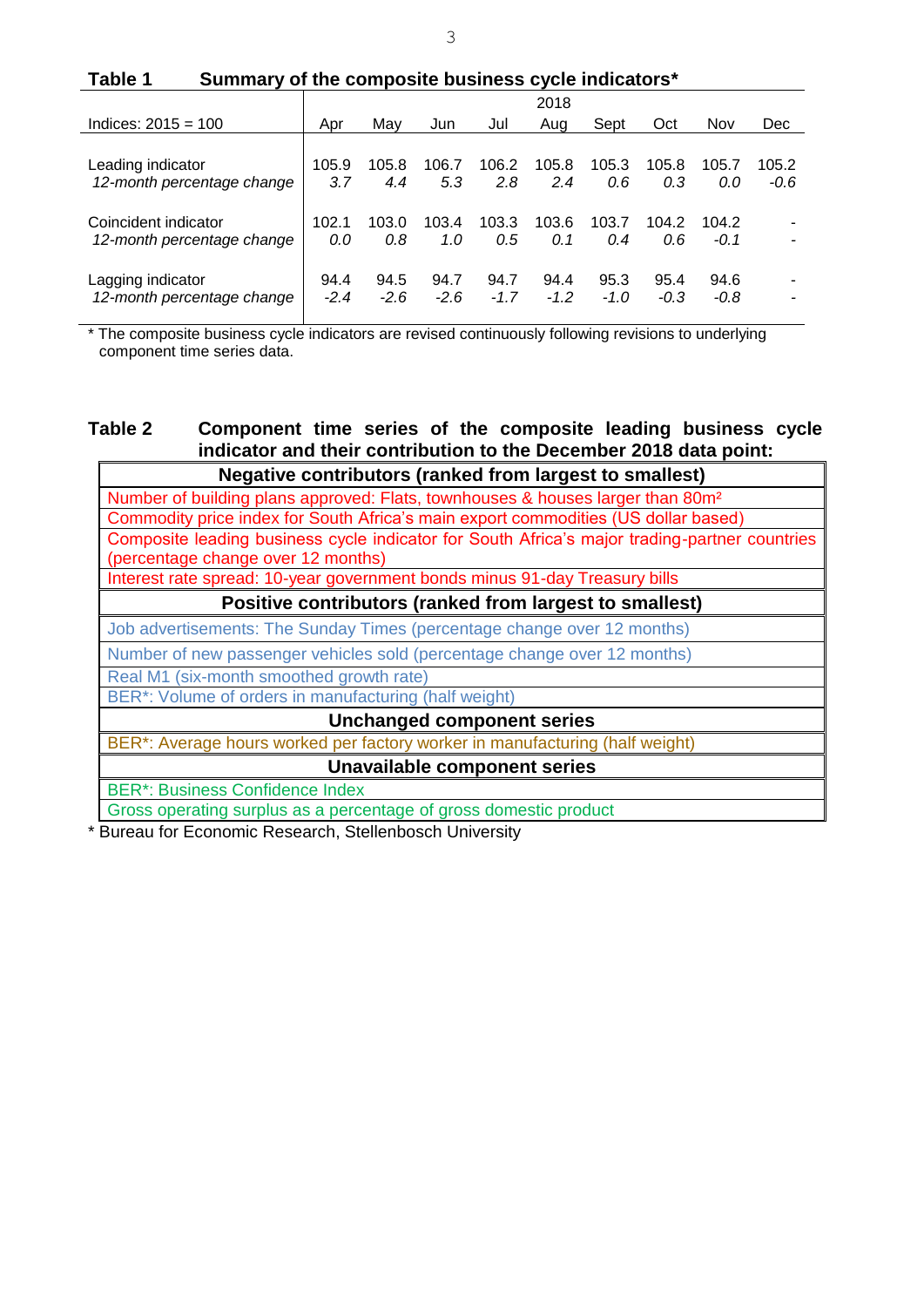**Table 1 Summary of the composite business cycle indicators***

| Indices: 2015 = 100 | 2018 | | | | | | | | |
|---|---|---|---|---|---|---|---|---|---|
| | Apr | May | Jun | Jul | Aug | Sept | Oct | Nov | Dec |
| Leading indicator | 105.9 | 105.8 | 106.7 | 106.2 | 105.8 | 105.3 | 105.8 | 105.7 | 105.2 |
| *12-month percentage change* | *3.7* | *4.4* | *5.3* | *2.8* | *2.4* | *0.6* | *0.3* | *0.0* | *-0.6* |
| Coincident indicator | 102.1 | 103.0 | 103.4 | 103.3 | 103.6 | 103.7 | 104.2 | 104.2 | - |
| *12-month percentage change* | *0.0* | *0.8* | *1.0* | *0.5* | *0.1* | *0.4* | *0.6* | *-0.1* | - |
| Lagging indicator | 94.4 | 94.5 | 94.7 | 94.7 | 94.4 | 95.3 | 95.4 | 94.6 | - |
| *12-month percentage change* | *-2.4* | *-2.6* | *-2.6* | *-1.7* | *-1.2* | *-1.0* | *-0.3* | *-0.8* | - |

\* The composite business cycle indicators are revised continuously following revisions to underlying component time series data.

**Table 2 Component time series of the composite leading business cycle indicator and their contribution to the December 2018 data point:**

| **Negative contributors (ranked from largest to smallest)** |
|---|
| Number of building plans approved: Flats, townhouses & houses larger than 80m² |
| Commodity price index for South Africa's main export commodities (US dollar based) |
| Composite leading business cycle indicator for South Africa's major trading-partner countries (percentage change over 12 months) |
| Interest rate spread: 10-year government bonds minus 91-day Treasury bills |
| **Positive contributors (ranked from largest to smallest)** |
| Job advertisements: The Sunday Times (percentage change over 12 months) |
| Number of new passenger vehicles sold (percentage change over 12 months) |
| Real M1 (six-month smoothed growth rate) |
| BER*: Volume of orders in manufacturing (half weight) |
| **Unchanged component series** |
| BER*: Average hours worked per factory worker in manufacturing (half weight) |
| **Unavailable component series** |
| BER*: Business Confidence Index |
| Gross operating surplus as a percentage of gross domestic product |

\* Bureau for Economic Research, Stellenbosch University